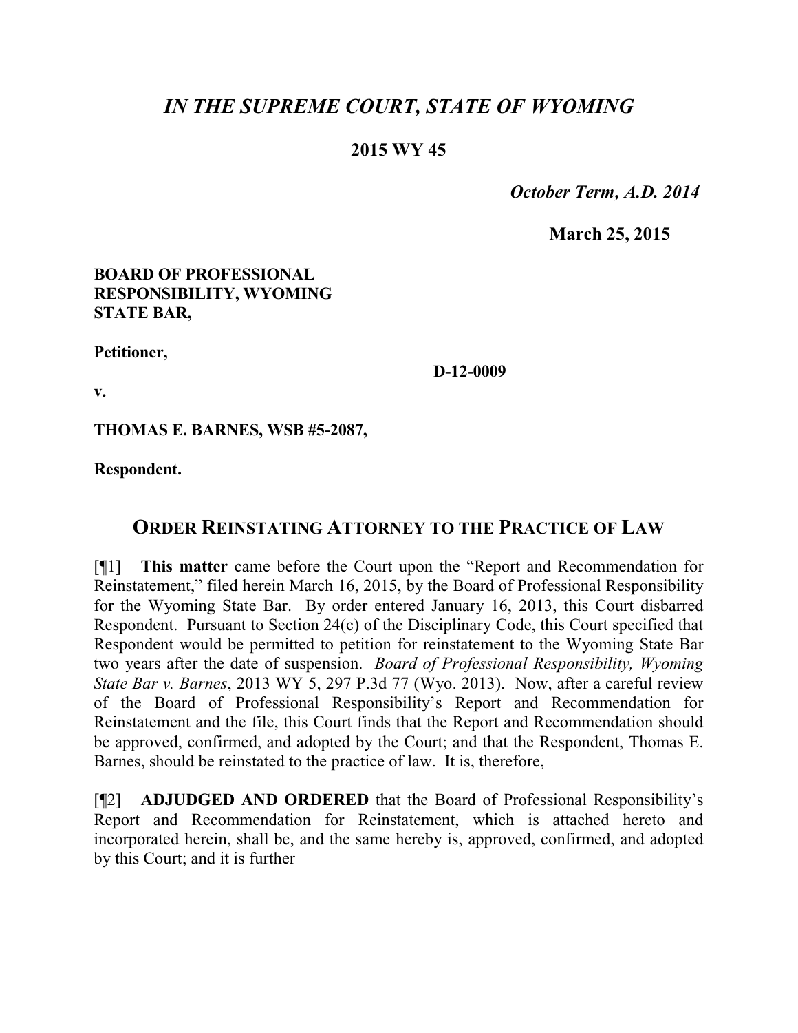# *IN THE SUPREME COURT, STATE OF WYOMING*

**2015 WY 45**

***October Term, A.D. 2014***

**March 25, 2015**

**BOARD OF PROFESSIONAL RESPONSIBILITY, WYOMING STATE BAR,**

**Petitioner,**

**v.**

**THOMAS E. BARNES, WSB #5-2087,**

**Respondent.**

**D-12-0009**

## ORDER REINSTATING ATTORNEY TO THE PRACTICE OF LAW

[¶1] **This matter** came before the Court upon the "Report and Recommendation for Reinstatement," filed herein March 16, 2015, by the Board of Professional Responsibility for the Wyoming State Bar. By order entered January 16, 2013, this Court disbarred Respondent. Pursuant to Section 24(c) of the Disciplinary Code, this Court specified that Respondent would be permitted to petition for reinstatement to the Wyoming State Bar two years after the date of suspension. *Board of Professional Responsibility, Wyoming State Bar v. Barnes*, 2013 WY 5, 297 P.3d 77 (Wyo. 2013). Now, after a careful review of the Board of Professional Responsibility's Report and Recommendation for Reinstatement and the file, this Court finds that the Report and Recommendation should be approved, confirmed, and adopted by the Court; and that the Respondent, Thomas E. Barnes, should be reinstated to the practice of law. It is, therefore,

[¶2] **ADJUDGED AND ORDERED** that the Board of Professional Responsibility's Report and Recommendation for Reinstatement, which is attached hereto and incorporated herein, shall be, and the same hereby is, approved, confirmed, and adopted by this Court; and it is further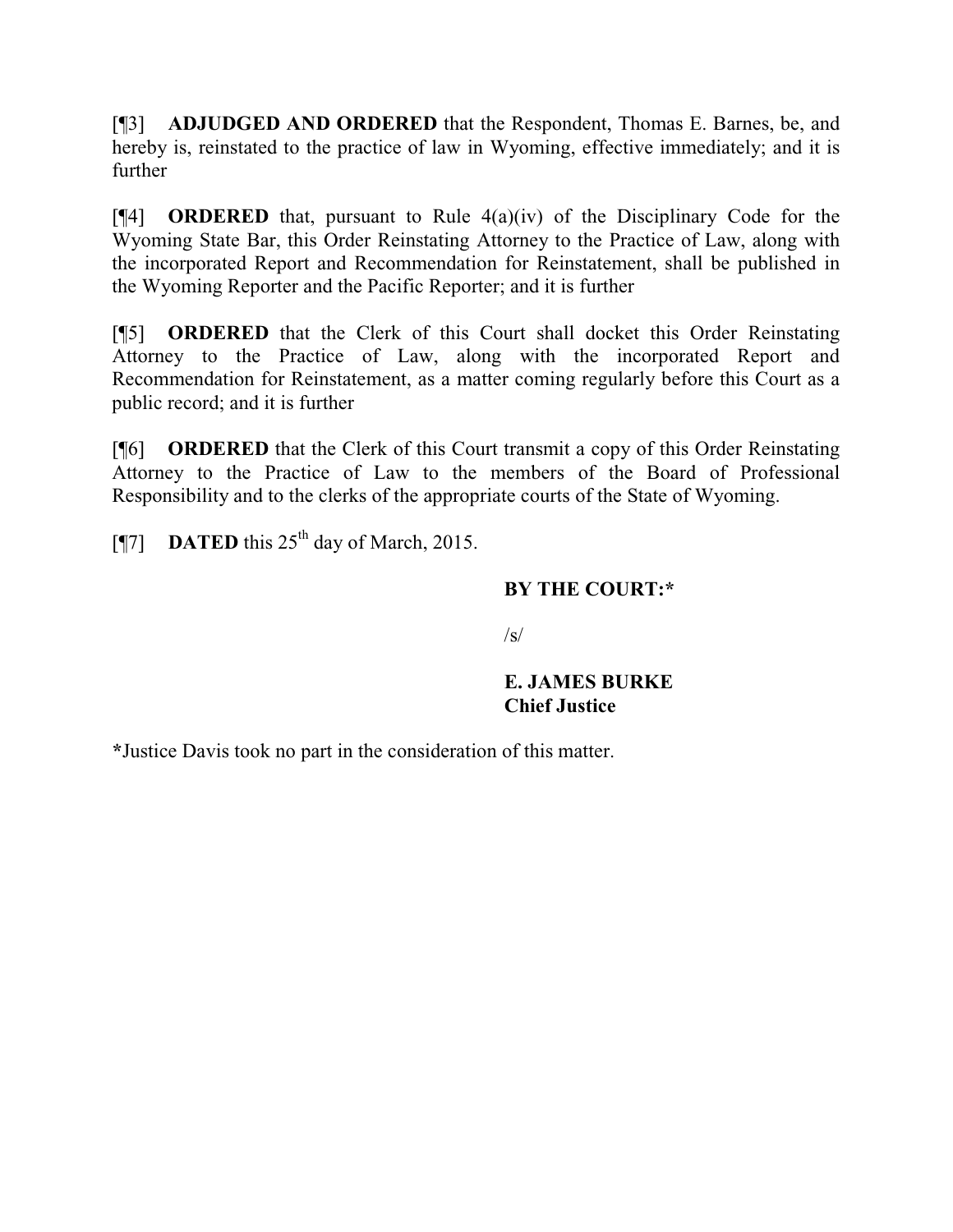[¶3] **ADJUDGED AND ORDERED** that the Respondent, Thomas E. Barnes, be, and hereby is, reinstated to the practice of law in Wyoming, effective immediately; and it is further

[¶4] **ORDERED** that, pursuant to Rule 4(a)(iv) of the Disciplinary Code for the Wyoming State Bar, this Order Reinstating Attorney to the Practice of Law, along with the incorporated Report and Recommendation for Reinstatement, shall be published in the Wyoming Reporter and the Pacific Reporter; and it is further

[¶5] **ORDERED** that the Clerk of this Court shall docket this Order Reinstating Attorney to the Practice of Law, along with the incorporated Report and Recommendation for Reinstatement, as a matter coming regularly before this Court as a public record; and it is further

[¶6] **ORDERED** that the Clerk of this Court transmit a copy of this Order Reinstating Attorney to the Practice of Law to the members of the Board of Professional Responsibility and to the clerks of the appropriate courts of the State of Wyoming.

[¶7] **DATED** this 25th day of March, 2015.

**BY THE COURT:***

/s/

**E. JAMES BURKE**
**Chief Justice**

*Justice Davis took no part in the consideration of this matter.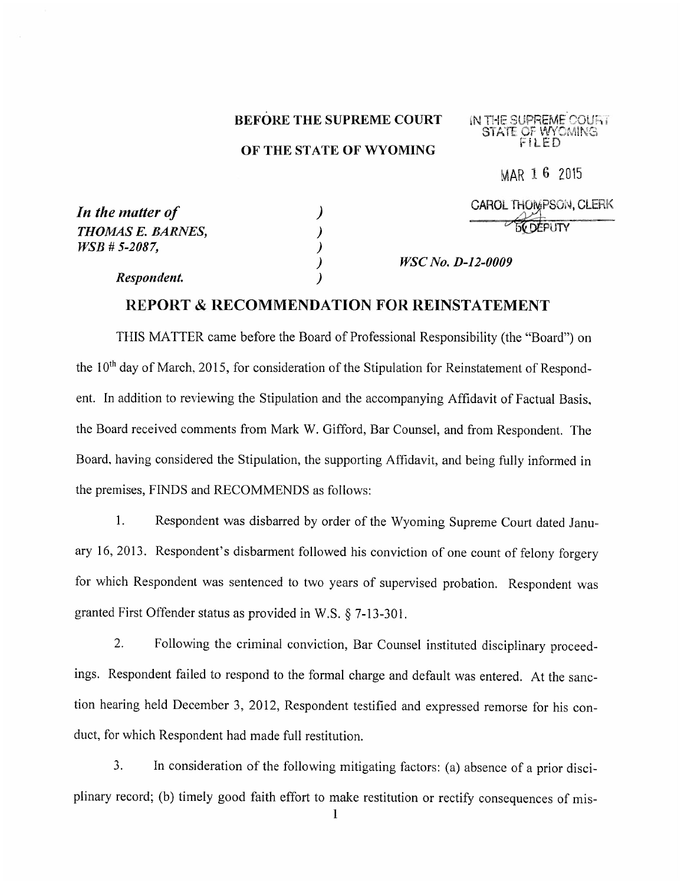**BEFORE THE SUPREME COURT**

**OF THE STATE OF WYOMING**

IN THE SUPREME COURT
STATE OF WYOMING
FILED

MAR 16 2015

CAROL THOMPSON, CLERK
by DEPUTY

| | | |
|---|---|---|
| ***In the matter of*** | ) | |
| ***THOMAS E. BARNES,*** | ) | |
| ***WSB # 5-2087,*** | ) | |
| | ) | ***WSC No. D-12-0009*** |
| ***Respondent.*** | ) | |

## REPORT & RECOMMENDATION FOR REINSTATEMENT

THIS MATTER came before the Board of Professional Responsibility (the "Board") on the 10[th] day of March, 2015, for consideration of the Stipulation for Reinstatement of Respondent. In addition to reviewing the Stipulation and the accompanying Affidavit of Factual Basis, the Board received comments from Mark W. Gifford, Bar Counsel, and from Respondent. The Board, having considered the Stipulation, the supporting Affidavit, and being fully informed in the premises, FINDS and RECOMMENDS as follows:

1. Respondent was disbarred by order of the Wyoming Supreme Court dated January 16, 2013. Respondent's disbarment followed his conviction of one count of felony forgery for which Respondent was sentenced to two years of supervised probation. Respondent was granted First Offender status as provided in W.S. § 7-13-301.

2. Following the criminal conviction, Bar Counsel instituted disciplinary proceedings. Respondent failed to respond to the formal charge and default was entered. At the sanction hearing held December 3, 2012, Respondent testified and expressed remorse for his conduct, for which Respondent had made full restitution.

3. In consideration of the following mitigating factors: (a) absence of a prior disciplinary record; (b) timely good faith effort to make restitution or rectify consequences of mis-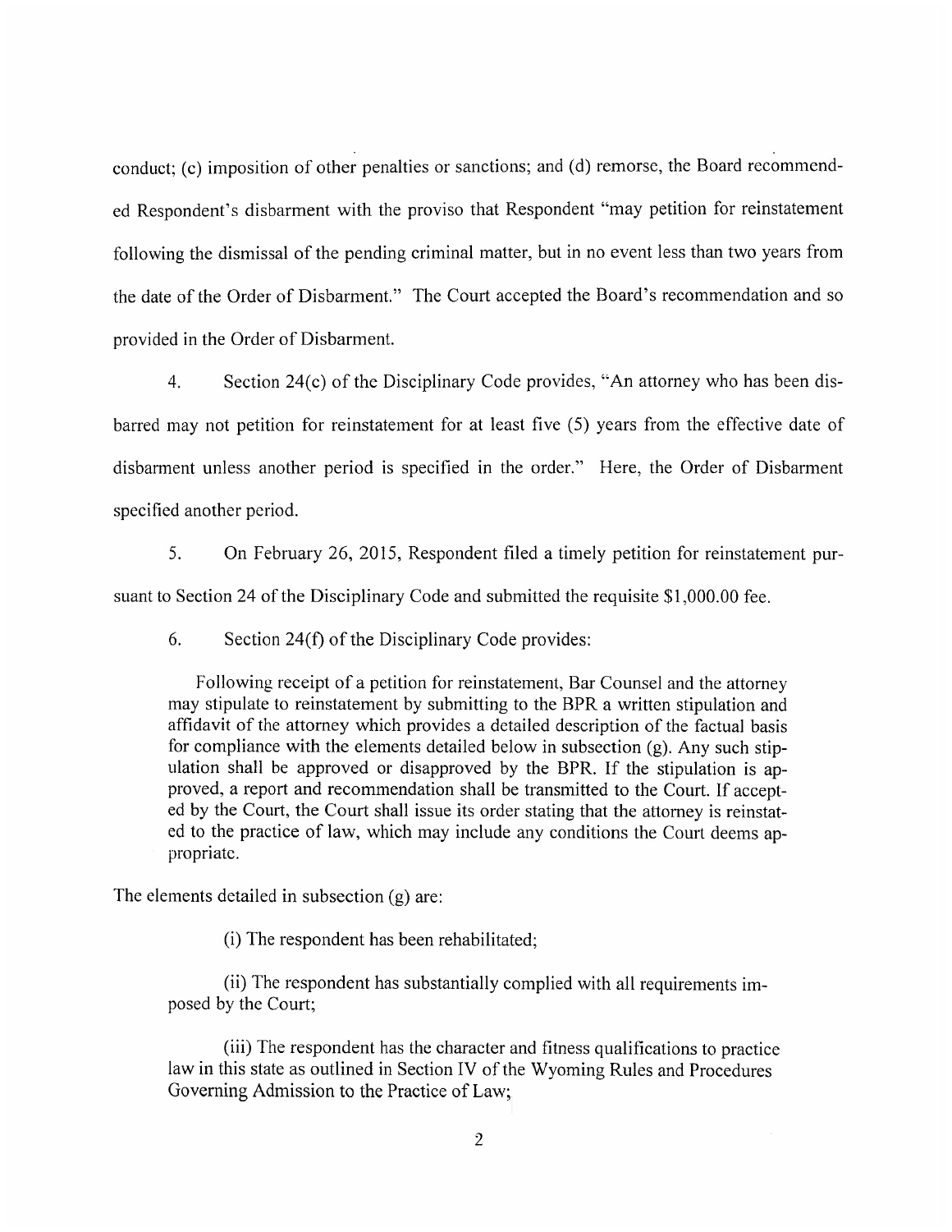conduct; (c) imposition of other penalties or sanctions; and (d) remorse, the Board recommended Respondent's disbarment with the proviso that Respondent "may petition for reinstatement following the dismissal of the pending criminal matter, but in no event less than two years from the date of the Order of Disbarment." The Court accepted the Board's recommendation and so provided in the Order of Disbarment.

4. Section 24(c) of the Disciplinary Code provides, "An attorney who has been disbarred may not petition for reinstatement for at least five (5) years from the effective date of disbarment unless another period is specified in the order." Here, the Order of Disbarment specified another period.

5. On February 26, 2015, Respondent filed a timely petition for reinstatement pursuant to Section 24 of the Disciplinary Code and submitted the requisite $1,000.00 fee.

6. Section 24(f) of the Disciplinary Code provides:

> Following receipt of a petition for reinstatement, Bar Counsel and the attorney may stipulate to reinstatement by submitting to the BPR a written stipulation and affidavit of the attorney which provides a detailed description of the factual basis for compliance with the elements detailed below in subsection (g). Any such stipulation shall be approved or disapproved by the BPR. If the stipulation is approved, a report and recommendation shall be transmitted to the Court. If accepted by the Court, the Court shall issue its order stating that the attorney is reinstated to the practice of law, which may include any conditions the Court deems appropriate.

The elements detailed in subsection (g) are:

> (i) The respondent has been rehabilitated;
>
> (ii) The respondent has substantially complied with all requirements imposed by the Court;
>
> (iii) The respondent has the character and fitness qualifications to practice law in this state as outlined in Section IV of the Wyoming Rules and Procedures Governing Admission to the Practice of Law;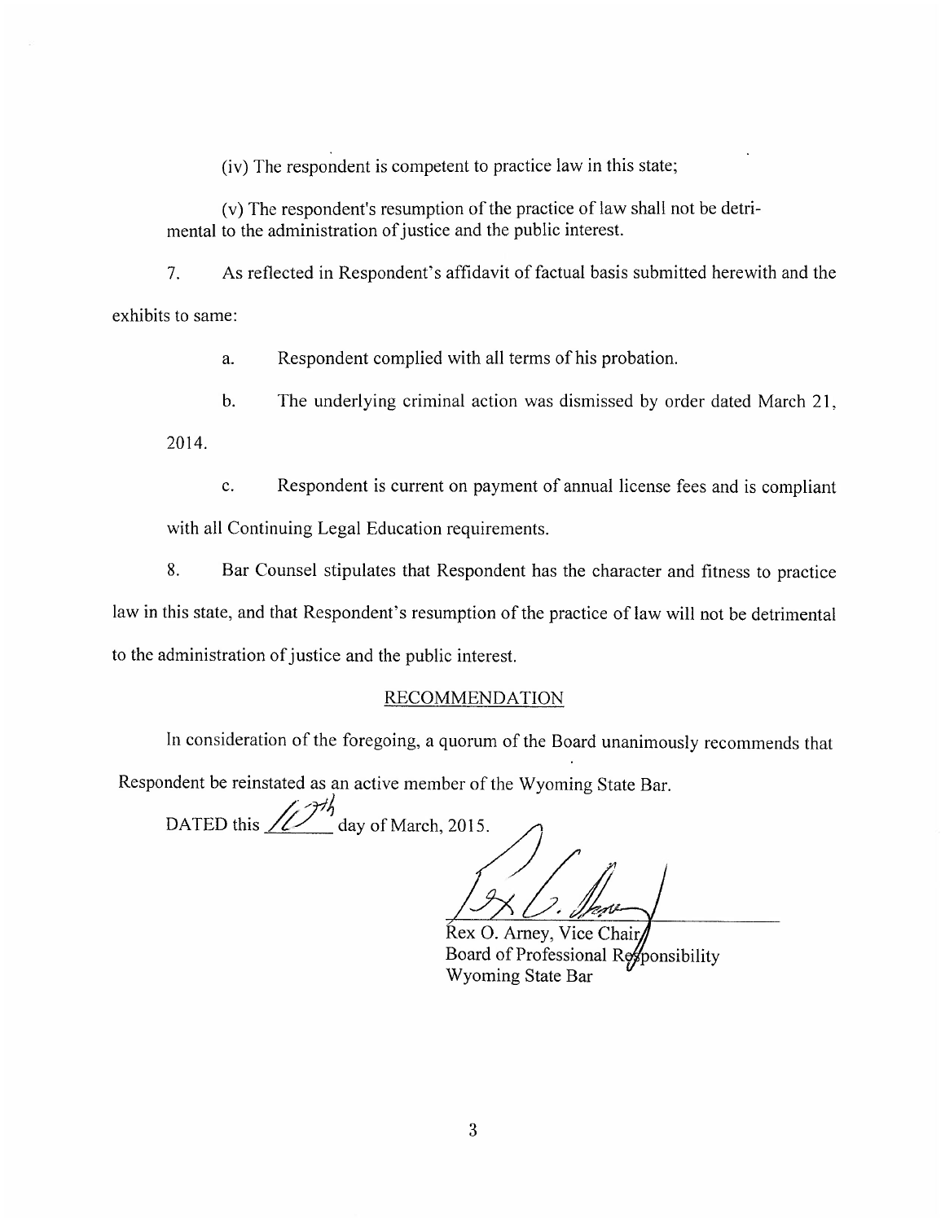(iv) The respondent is competent to practice law in this state;

(v) The respondent's resumption of the practice of law shall not be detrimental to the administration of justice and the public interest.

7. As reflected in Respondent's affidavit of factual basis submitted herewith and the exhibits to same:

   a. Respondent complied with all terms of his probation.

   b. The underlying criminal action was dismissed by order dated March 21, 2014.

   c. Respondent is current on payment of annual license fees and is compliant with all Continuing Legal Education requirements.

8. Bar Counsel stipulates that Respondent has the character and fitness to practice law in this state, and that Respondent's resumption of the practice of law will not be detrimental to the administration of justice and the public interest.

## RECOMMENDATION

In consideration of the foregoing, a quorum of the Board unanimously recommends that Respondent be reinstated as an active member of the Wyoming State Bar.

DATED this 10th day of March, 2015.

Rex O. Arney, Vice Chair
Board of Professional Responsibility
Wyoming State Bar